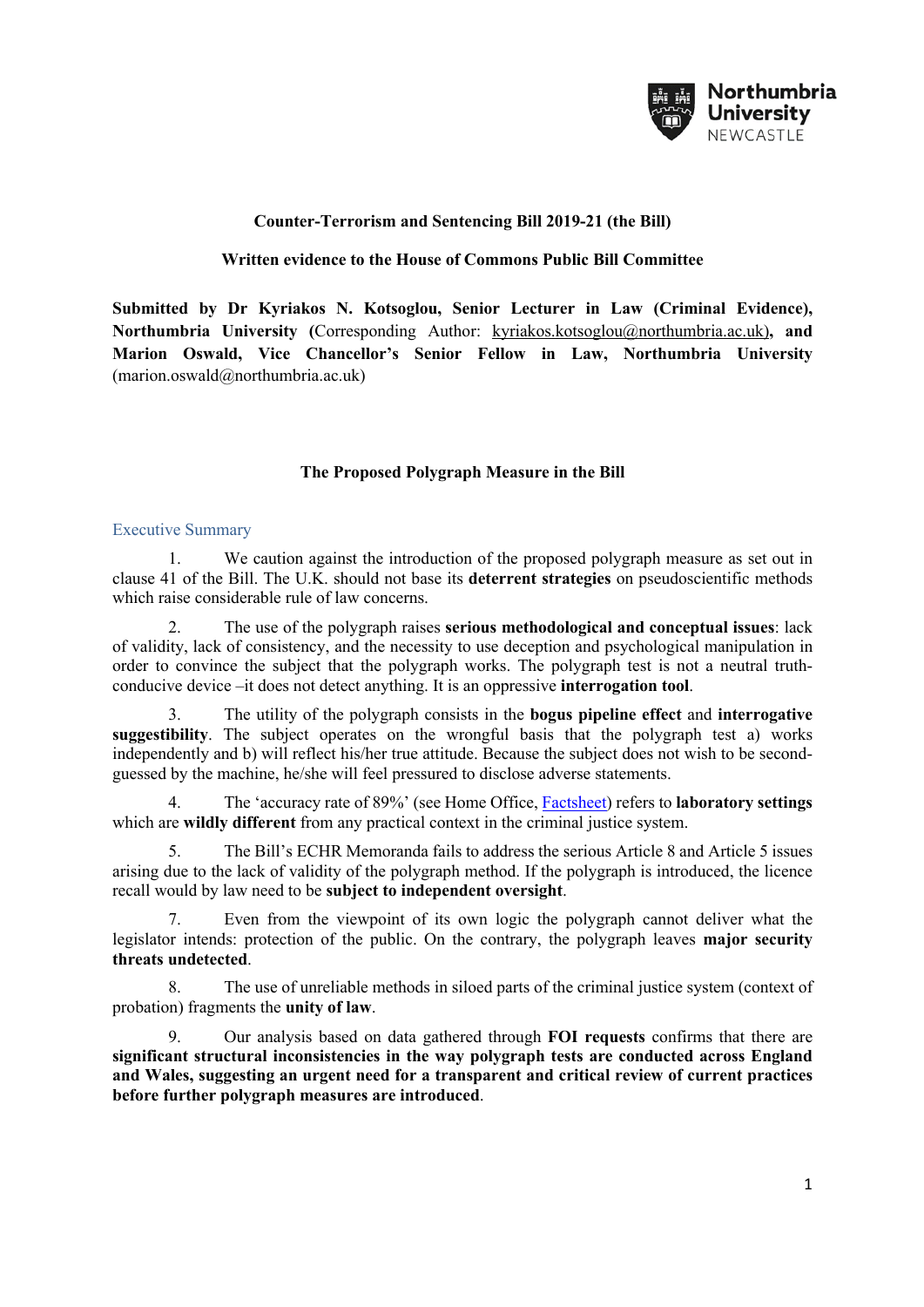**Counter-Terrorism and Sentencing Bill 2019-21 (the Bill)**

**Written evidence to the House of Commons Public Bill Committee**

**Submitted by Dr Kyriakos N. Kotsoglou, Senior Lecturer in Law (Criminal Evidence), Northumbria University (**Corresponding Author: kyriakos.kotsoglou@northumbria.ac.uk**), and Marion Oswald, Vice Chancellor's Senior Fellow in Law, Northumbria University** (marion.oswald@northumbria.ac.uk)

**The Proposed Polygraph Measure in the Bill**

## Executive Summary

1. We caution against the introduction of the proposed polygraph measure as set out in clause 41 of the Bill. The U.K. should not base its **deterrent strategies** on pseudoscientific methods which raise considerable rule of law concerns.

2. The use of the polygraph raises **serious methodological and conceptual issues**: lack of validity, lack of consistency, and the necessity to use deception and psychological manipulation in order to convince the subject that the polygraph works. The polygraph test is not a neutral truth-conducive device –it does not detect anything. It is an oppressive **interrogation tool**.

3. The utility of the polygraph consists in the **bogus pipeline effect** and **interrogative suggestibility**. The subject operates on the wrongful basis that the polygraph test a) works independently and b) will reflect his/her true attitude. Because the subject does not wish to be second-guessed by the machine, he/she will feel pressured to disclose adverse statements.

4. The 'accuracy rate of 89%' (see Home Office, Factsheet) refers to **laboratory settings** which are **wildly different** from any practical context in the criminal justice system.

5. The Bill's ECHR Memoranda fails to address the serious Article 8 and Article 5 issues arising due to the lack of validity of the polygraph method. If the polygraph is introduced, the licence recall would by law need to be **subject to independent oversight**.

7. Even from the viewpoint of its own logic the polygraph cannot deliver what the legislator intends: protection of the public. On the contrary, the polygraph leaves **major security threats undetected**.

8. The use of unreliable methods in siloed parts of the criminal justice system (context of probation) fragments the **unity of law**.

9. Our analysis based on data gathered through **FOI requests** confirms that there are **significant structural inconsistencies in the way polygraph tests are conducted across England and Wales, suggesting an urgent need for a transparent and critical review of current practices before further polygraph measures are introduced**.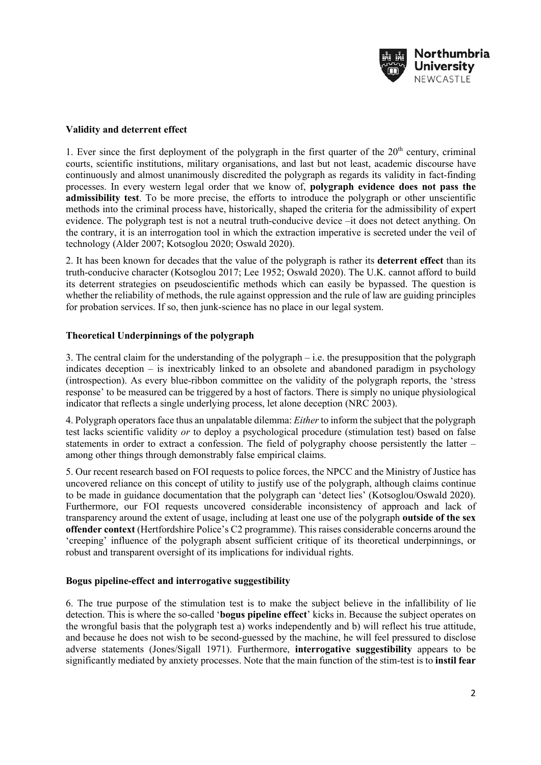**Validity and deterrent effect**

1. Ever since the first deployment of the polygraph in the first quarter of the 20th century, criminal courts, scientific institutions, military organisations, and last but not least, academic discourse have continuously and almost unanimously discredited the polygraph as regards its validity in fact-finding processes. In every western legal order that we know of, **polygraph evidence does not pass the admissibility test**. To be more precise, the efforts to introduce the polygraph or other unscientific methods into the criminal process have, historically, shaped the criteria for the admissibility of expert evidence. The polygraph test is not a neutral truth-conducive device –it does not detect anything. On the contrary, it is an interrogation tool in which the extraction imperative is secreted under the veil of technology (Alder 2007; Kotsoglou 2020; Oswald 2020).

2. It has been known for decades that the value of the polygraph is rather its **deterrent effect** than its truth-conducive character (Kotsoglou 2017; Lee 1952; Oswald 2020). The U.K. cannot afford to build its deterrent strategies on pseudoscientific methods which can easily be bypassed. The question is whether the reliability of methods, the rule against oppression and the rule of law are guiding principles for probation services. If so, then junk-science has no place in our legal system.

**Theoretical Underpinnings of the polygraph**

3. The central claim for the understanding of the polygraph – i.e. the presupposition that the polygraph indicates deception – is inextricably linked to an obsolete and abandoned paradigm in psychology (introspection). As every blue-ribbon committee on the validity of the polygraph reports, the 'stress response' to be measured can be triggered by a host of factors. There is simply no unique physiological indicator that reflects a single underlying process, let alone deception (NRC 2003).

4. Polygraph operators face thus an unpalatable dilemma: *Either* to inform the subject that the polygraph test lacks scientific validity *or* to deploy a psychological procedure (stimulation test) based on false statements in order to extract a confession. The field of polygraphy choose persistently the latter – among other things through demonstrably false empirical claims.

5. Our recent research based on FOI requests to police forces, the NPCC and the Ministry of Justice has uncovered reliance on this concept of utility to justify use of the polygraph, although claims continue to be made in guidance documentation that the polygraph can 'detect lies' (Kotsoglou/Oswald 2020). Furthermore, our FOI requests uncovered considerable inconsistency of approach and lack of transparency around the extent of usage, including at least one use of the polygraph **outside of the sex offender context** (Hertfordshire Police's C2 programme). This raises considerable concerns around the 'creeping' influence of the polygraph absent sufficient critique of its theoretical underpinnings, or robust and transparent oversight of its implications for individual rights.

**Bogus pipeline-effect and interrogative suggestibility**

6. The true purpose of the stimulation test is to make the subject believe in the infallibility of lie detection. This is where the so-called '**bogus pipeline effect**' kicks in. Because the subject operates on the wrongful basis that the polygraph test a) works independently and b) will reflect his true attitude, and because he does not wish to be second-guessed by the machine, he will feel pressured to disclose adverse statements (Jones/Sigall 1971). Furthermore, **interrogative suggestibility** appears to be significantly mediated by anxiety processes. Note that the main function of the stim-test is to **instil fear**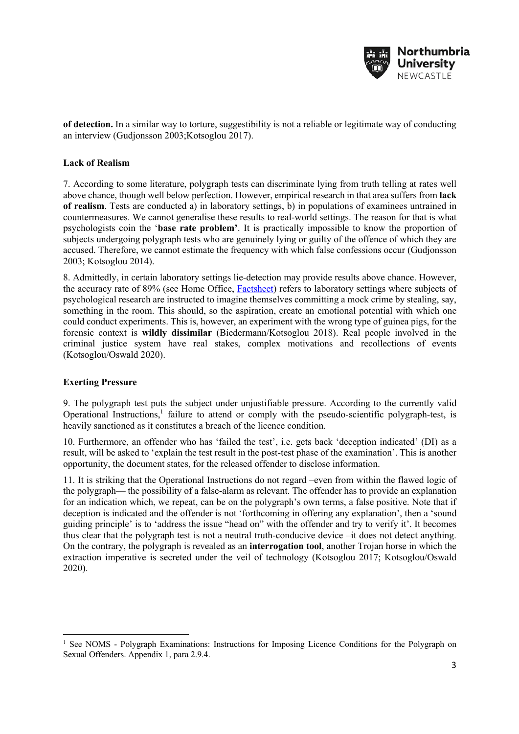**of detection.** In a similar way to torture, suggestibility is not a reliable or legitimate way of conducting an interview (Gudjonsson 2003;Kotsoglou 2017).

### Lack of Realism

7. According to some literature, polygraph tests can discriminate lying from truth telling at rates well above chance, though well below perfection. However, empirical research in that area suffers from **lack of realism**. Tests are conducted a) in laboratory settings, b) in populations of examinees untrained in countermeasures. We cannot generalise these results to real-world settings. The reason for that is what psychologists coin the '**base rate problem'**. It is practically impossible to know the proportion of subjects undergoing polygraph tests who are genuinely lying or guilty of the offence of which they are accused. Therefore, we cannot estimate the frequency with which false confessions occur (Gudjonsson 2003; Kotsoglou 2014).

8. Admittedly, in certain laboratory settings lie-detection may provide results above chance. However, the accuracy rate of 89% (see Home Office, Factsheet) refers to laboratory settings where subjects of psychological research are instructed to imagine themselves committing a mock crime by stealing, say, something in the room. This should, so the aspiration, create an emotional potential with which one could conduct experiments. This is, however, an experiment with the wrong type of guinea pigs, for the forensic context is **wildly dissimilar** (Biedermann/Kotsoglou 2018). Real people involved in the criminal justice system have real stakes, complex motivations and recollections of events (Kotsoglou/Oswald 2020).

### Exerting Pressure

9. The polygraph test puts the subject under unjustifiable pressure. According to the currently valid Operational Instructions,[1] failure to attend or comply with the pseudo-scientific polygraph-test, is heavily sanctioned as it constitutes a breach of the licence condition.

10. Furthermore, an offender who has 'failed the test', i.e. gets back 'deception indicated' (DI) as a result, will be asked to 'explain the test result in the post-test phase of the examination'. This is another opportunity, the document states, for the released offender to disclose information.

11. It is striking that the Operational Instructions do not regard –even from within the flawed logic of the polygraph— the possibility of a false-alarm as relevant. The offender has to provide an explanation for an indication which, we repeat, can be on the polygraph's own terms, a false positive. Note that if deception is indicated and the offender is not 'forthcoming in offering any explanation', then a 'sound guiding principle' is to 'address the issue "head on" with the offender and try to verify it'. It becomes thus clear that the polygraph test is not a neutral truth-conducive device –it does not detect anything. On the contrary, the polygraph is revealed as an **interrogation tool**, another Trojan horse in which the extraction imperative is secreted under the veil of technology (Kotsoglou 2017; Kotsoglou/Oswald 2020).

---

[1] See NOMS - Polygraph Examinations: Instructions for Imposing Licence Conditions for the Polygraph on Sexual Offenders. Appendix 1, para 2.9.4.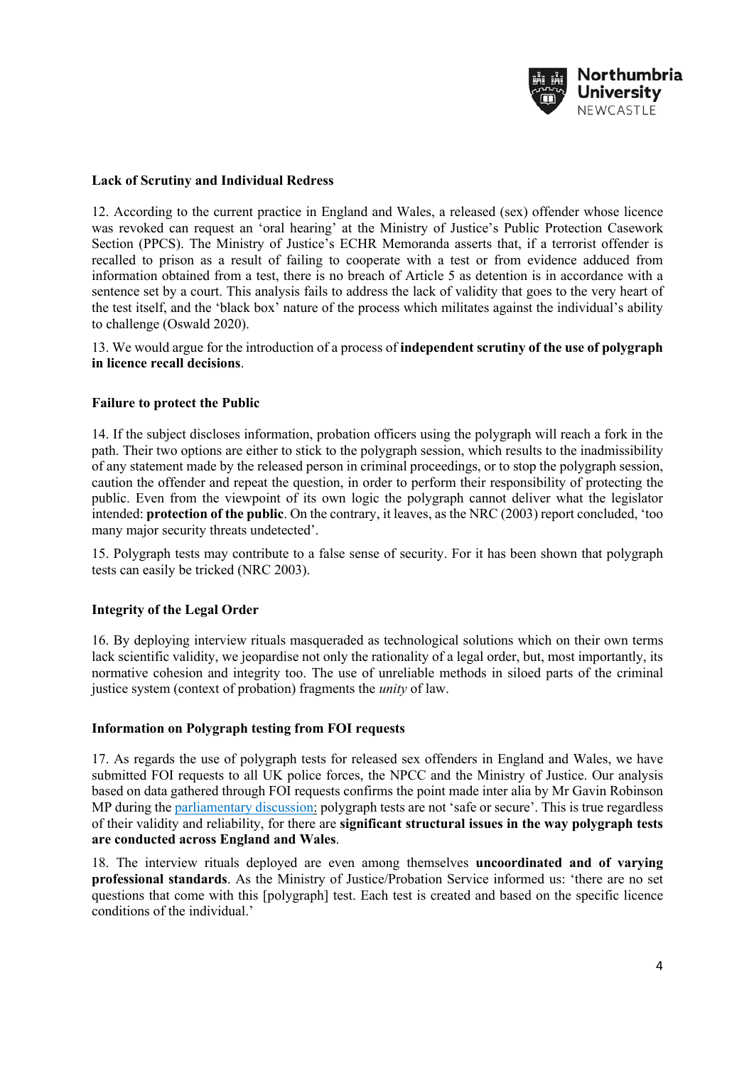**Lack of Scrutiny and Individual Redress**

12. According to the current practice in England and Wales, a released (sex) offender whose licence was revoked can request an 'oral hearing' at the Ministry of Justice's Public Protection Casework Section (PPCS). The Ministry of Justice's ECHR Memoranda asserts that, if a terrorist offender is recalled to prison as a result of failing to cooperate with a test or from evidence adduced from information obtained from a test, there is no breach of Article 5 as detention is in accordance with a sentence set by a court. This analysis fails to address the lack of validity that goes to the very heart of the test itself, and the 'black box' nature of the process which militates against the individual's ability to challenge (Oswald 2020).

13. We would argue for the introduction of a process of **independent scrutiny of the use of polygraph in licence recall decisions**.

**Failure to protect the Public**

14. If the subject discloses information, probation officers using the polygraph will reach a fork in the path. Their two options are either to stick to the polygraph session, which results to the inadmissibility of any statement made by the released person in criminal proceedings, or to stop the polygraph session, caution the offender and repeat the question, in order to perform their responsibility of protecting the public. Even from the viewpoint of its own logic the polygraph cannot deliver what the legislator intended: **protection of the public**. On the contrary, it leaves, as the NRC (2003) report concluded, 'too many major security threats undetected'.

15. Polygraph tests may contribute to a false sense of security. For it has been shown that polygraph tests can easily be tricked (NRC 2003).

**Integrity of the Legal Order**

16. By deploying interview rituals masqueraded as technological solutions which on their own terms lack scientific validity, we jeopardise not only the rationality of a legal order, but, most importantly, its normative cohesion and integrity too. The use of unreliable methods in siloed parts of the criminal justice system (context of probation) fragments the *unity* of law.

**Information on Polygraph testing from FOI requests**

17. As regards the use of polygraph tests for released sex offenders in England and Wales, we have submitted FOI requests to all UK police forces, the NPCC and the Ministry of Justice. Our analysis based on data gathered through FOI requests confirms the point made inter alia by Mr Gavin Robinson MP during the parliamentary discussion: polygraph tests are not 'safe or secure'. This is true regardless of their validity and reliability, for there are **significant structural issues in the way polygraph tests are conducted across England and Wales**.

18. The interview rituals deployed are even among themselves **uncoordinated and of varying professional standards**. As the Ministry of Justice/Probation Service informed us: 'there are no set questions that come with this [polygraph] test. Each test is created and based on the specific licence conditions of the individual.'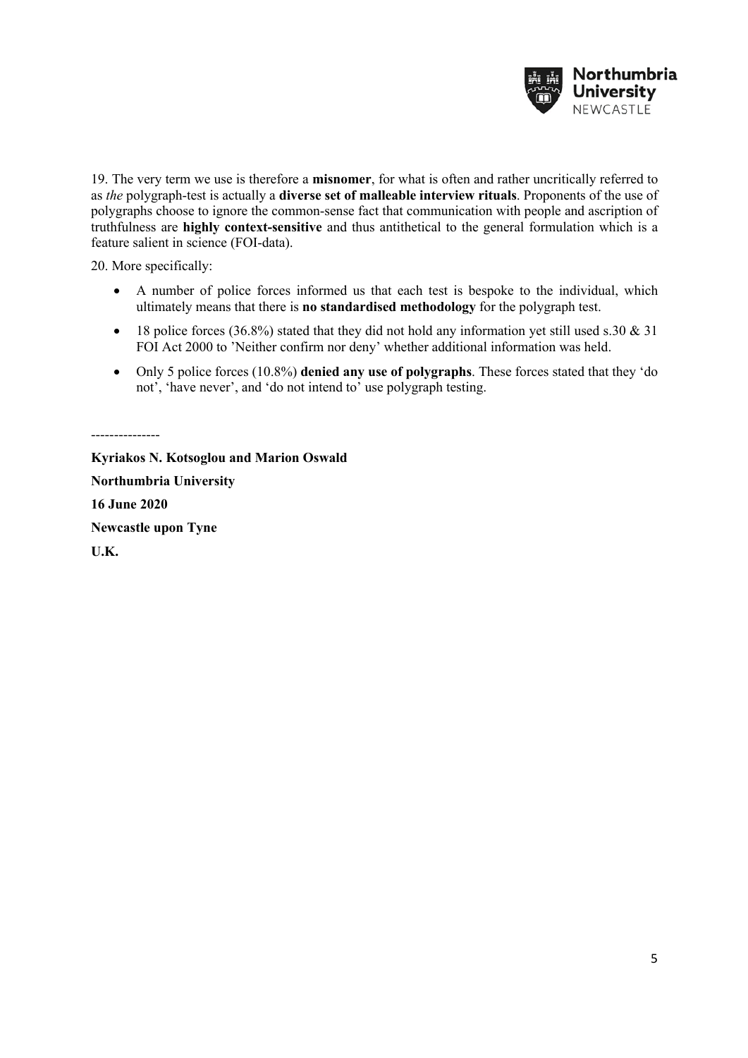19. The very term we use is therefore a **misnomer**, for what is often and rather uncritically referred to as *the* polygraph-test is actually a **diverse set of malleable interview rituals**. Proponents of the use of polygraphs choose to ignore the common-sense fact that communication with people and ascription of truthfulness are **highly context-sensitive** and thus antithetical to the general formulation which is a feature salient in science (FOI-data).

20. More specifically:

- A number of police forces informed us that each test is bespoke to the individual, which ultimately means that there is **no standardised methodology** for the polygraph test.
- 18 police forces (36.8%) stated that they did not hold any information yet still used s.30 & 31 FOI Act 2000 to 'Neither confirm nor deny' whether additional information was held.
- Only 5 police forces (10.8%) **denied any use of polygraphs**. These forces stated that they 'do not', 'have never', and 'do not intend to' use polygraph testing.

---------------

**Kyriakos N. Kotsoglou and Marion Oswald**

**Northumbria University**

**16 June 2020**

**Newcastle upon Tyne**

**U.K.**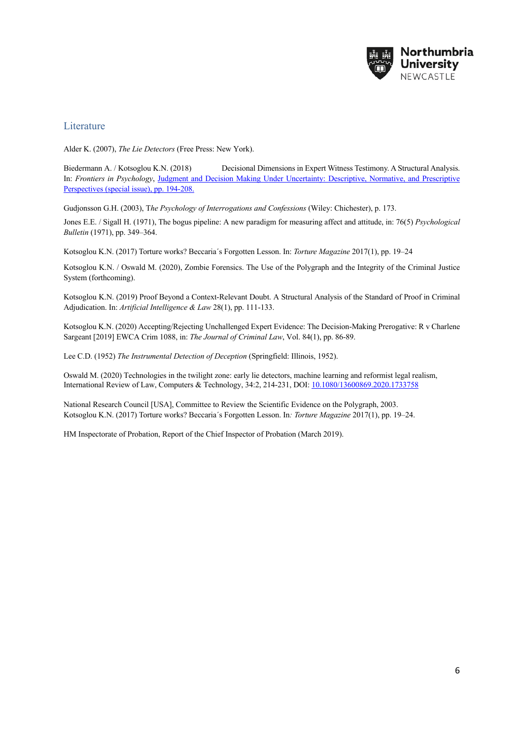## Literature

Alder K. (2007), *The Lie Detectors* (Free Press: New York).

Biedermann A. / Kotsoglou K.N. (2018) Decisional Dimensions in Expert Witness Testimony. A Structural Analysis. In: *Frontiers in Psychology*, [Judgment and Decision Making Under Uncertainty: Descriptive, Normative, and Prescriptive Perspectives (special issue), pp. 194-208.]()

Gudjonsson G.H. (2003), T*he Psychology of Interrogations and Confessions* (Wiley: Chichester), p. 173.

Jones E.E. / Sigall H. (1971), The bogus pipeline: A new paradigm for measuring affect and attitude, in: 76(5) *Psychological Bulletin* (1971), pp. 349–364.

Kotsoglou K.N. (2017) Torture works? Beccaria´s Forgotten Lesson. In: *Torture Magazine* 2017(1), pp. 19–24

Kotsoglou K.N. / Oswald M. (2020), Zombie Forensics. The Use of the Polygraph and the Integrity of the Criminal Justice System (forthcoming).

Kotsoglou K.N. (2019) Proof Beyond a Context-Relevant Doubt. A Structural Analysis of the Standard of Proof in Criminal Adjudication. In: *Artificial Intelligence & Law* 28(1), pp. 111-133.

Kotsoglou K.N. (2020) Accepting/Rejecting Unchallenged Expert Evidence: The Decision-Making Prerogative: R v Charlene Sargeant [2019] EWCA Crim 1088, in: *The Journal of Criminal Law*, Vol. 84(1), pp. 86-89.

Lee C.D. (1952) *The Instrumental Detection of Deception* (Springfield: Illinois, 1952).

Oswald M. (2020) Technologies in the twilight zone: early lie detectors, machine learning and reformist legal realism, International Review of Law, Computers & Technology, 34:2, 214-231, DOI: [10.1080/13600869.2020.1733758]()

National Research Council [USA], Committee to Review the Scientific Evidence on the Polygraph, 2003.
Kotsoglou K.N. (2017) Torture works? Beccaria´s Forgotten Lesson. In*: Torture Magazine* 2017(1), pp. 19–24.

HM Inspectorate of Probation, Report of the Chief Inspector of Probation (March 2019).